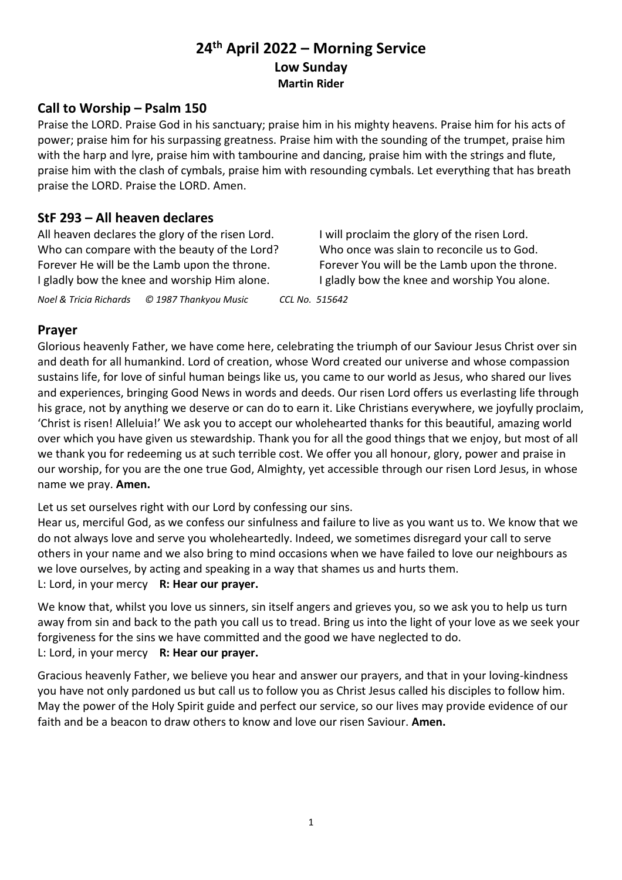# 24th April 2022 – Morning Service

**Low Sunday**

**Martin Rider**

## Call to Worship – Psalm 150

Praise the LORD. Praise God in his sanctuary; praise him in his mighty heavens. Praise him for his acts of power; praise him for his surpassing greatness. Praise him with the sounding of the trumpet, praise him with the harp and lyre, praise him with tambourine and dancing, praise him with the strings and flute, praise him with the clash of cymbals, praise him with resounding cymbals. Let everything that has breath praise the LORD. Praise the LORD. Amen.

## StF 293 – All heaven declares

All heaven declares the glory of the risen Lord.
Who can compare with the beauty of the Lord?
Forever He will be the Lamb upon the throne.
I gladly bow the knee and worship Him alone.

I will proclaim the glory of the risen Lord.
Who once was slain to reconcile us to God.
Forever You will be the Lamb upon the throne.
I gladly bow the knee and worship You alone.

*Noel & Tricia Richards © 1987 Thankyou Music CCL No. 515642*

## Prayer

Glorious heavenly Father, we have come here, celebrating the triumph of our Saviour Jesus Christ over sin and death for all humankind. Lord of creation, whose Word created our universe and whose compassion sustains life, for love of sinful human beings like us, you came to our world as Jesus, who shared our lives and experiences, bringing Good News in words and deeds. Our risen Lord offers us everlasting life through his grace, not by anything we deserve or can do to earn it. Like Christians everywhere, we joyfully proclaim, 'Christ is risen! Alleluia!' We ask you to accept our wholehearted thanks for this beautiful, amazing world over which you have given us stewardship. Thank you for all the good things that we enjoy, but most of all we thank you for redeeming us at such terrible cost. We offer you all honour, glory, power and praise in our worship, for you are the one true God, Almighty, yet accessible through our risen Lord Jesus, in whose name we pray. **Amen.**

Let us set ourselves right with our Lord by confessing our sins.
Hear us, merciful God, as we confess our sinfulness and failure to live as you want us to. We know that we do not always love and serve you wholeheartedly. Indeed, we sometimes disregard your call to serve others in your name and we also bring to mind occasions when we have failed to love our neighbours as we love ourselves, by acting and speaking in a way that shames us and hurts them.
L: Lord, in your mercy **R: Hear our prayer.**

We know that, whilst you love us sinners, sin itself angers and grieves you, so we ask you to help us turn away from sin and back to the path you call us to tread. Bring us into the light of your love as we seek your forgiveness for the sins we have committed and the good we have neglected to do.
L: Lord, in your mercy **R: Hear our prayer.**

Gracious heavenly Father, we believe you hear and answer our prayers, and that in your loving-kindness you have not only pardoned us but call us to follow you as Christ Jesus called his disciples to follow him. May the power of the Holy Spirit guide and perfect our service, so our lives may provide evidence of our faith and be a beacon to draw others to know and love our risen Saviour. **Amen.**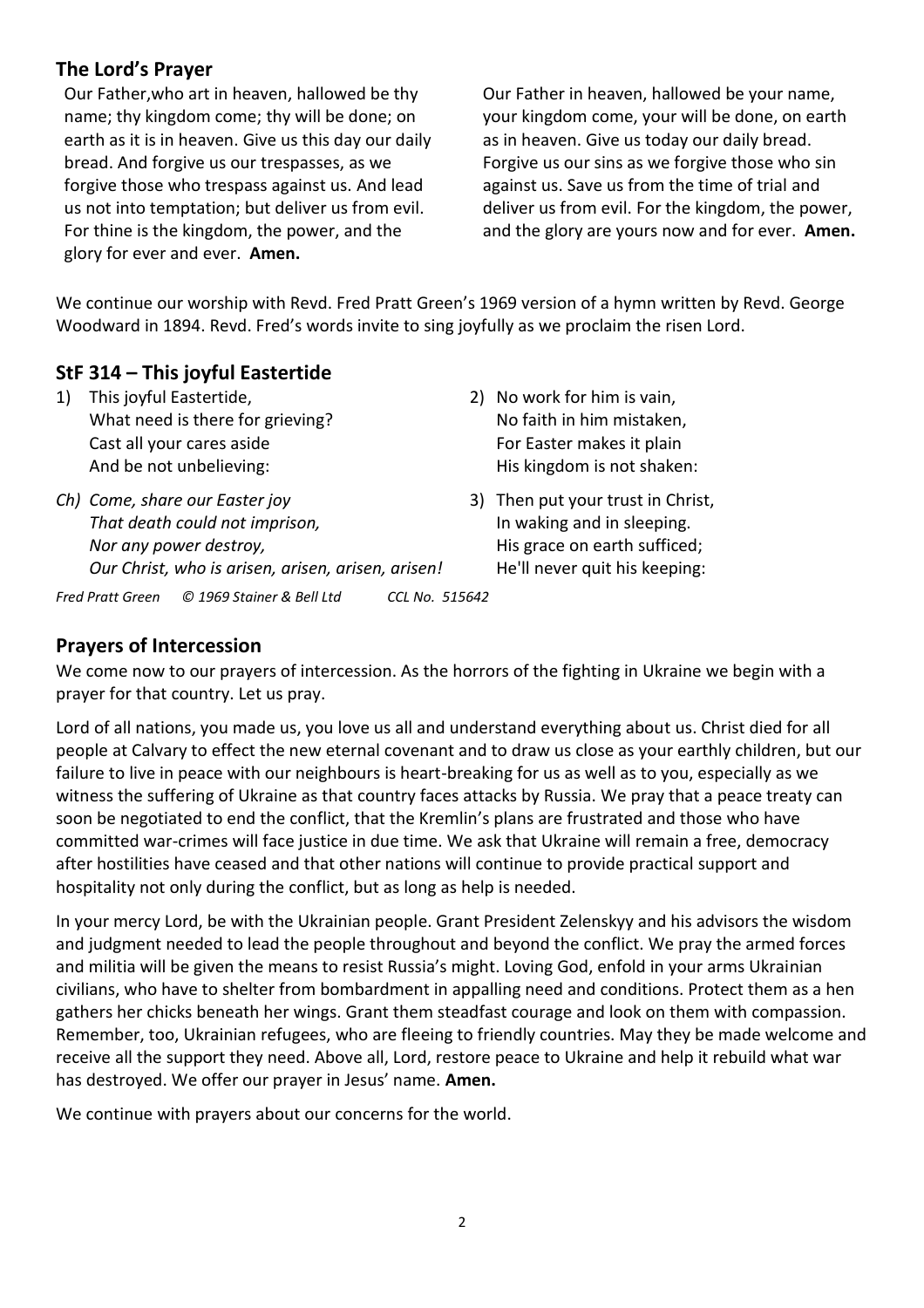## The Lord's Prayer

Our Father,who art in heaven, hallowed be thy name; thy kingdom come; thy will be done; on earth as it is in heaven. Give us this day our daily bread. And forgive us our trespasses, as we forgive those who trespass against us. And lead us not into temptation; but deliver us from evil. For thine is the kingdom, the power, and the glory for ever and ever. **Amen.**

Our Father in heaven, hallowed be your name, your kingdom come, your will be done, on earth as in heaven. Give us today our daily bread. Forgive us our sins as we forgive those who sin against us. Save us from the time of trial and deliver us from evil. For the kingdom, the power, and the glory are yours now and for ever. **Amen.**

We continue our worship with Revd. Fred Pratt Green's 1969 version of a hymn written by Revd. George Woodward in 1894. Revd. Fred's words invite to sing joyfully as we proclaim the risen Lord.

## StF 314 – This joyful Eastertide

1) This joyful Eastertide,
What need is there for grieving?
Cast all your cares aside
And be not unbelieving:

*Ch) Come, share our Easter joy*
*That death could not imprison,*
*Nor any power destroy,*
*Our Christ, who is arisen, arisen, arisen, arisen!*

2) No work for him is vain,
No faith in him mistaken,
For Easter makes it plain
His kingdom is not shaken:

3) Then put your trust in Christ,
In waking and in sleeping.
His grace on earth sufficed;
He'll never quit his keeping:

*Fred Pratt Green © 1969 Stainer & Bell Ltd CCL No. 515642*

## Prayers of Intercession

We come now to our prayers of intercession. As the horrors of the fighting in Ukraine we begin with a prayer for that country. Let us pray.

Lord of all nations, you made us, you love us all and understand everything about us. Christ died for all people at Calvary to effect the new eternal covenant and to draw us close as your earthly children, but our failure to live in peace with our neighbours is heart-breaking for us as well as to you, especially as we witness the suffering of Ukraine as that country faces attacks by Russia. We pray that a peace treaty can soon be negotiated to end the conflict, that the Kremlin's plans are frustrated and those who have committed war-crimes will face justice in due time. We ask that Ukraine will remain a free, democracy after hostilities have ceased and that other nations will continue to provide practical support and hospitality not only during the conflict, but as long as help is needed.

In your mercy Lord, be with the Ukrainian people. Grant President Zelenskyy and his advisors the wisdom and judgment needed to lead the people throughout and beyond the conflict. We pray the armed forces and militia will be given the means to resist Russia's might. Loving God, enfold in your arms Ukrainian civilians, who have to shelter from bombardment in appalling need and conditions. Protect them as a hen gathers her chicks beneath her wings. Grant them steadfast courage and look on them with compassion. Remember, too, Ukrainian refugees, who are fleeing to friendly countries. May they be made welcome and receive all the support they need. Above all, Lord, restore peace to Ukraine and help it rebuild what war has destroyed. We offer our prayer in Jesus' name. **Amen.**

We continue with prayers about our concerns for the world.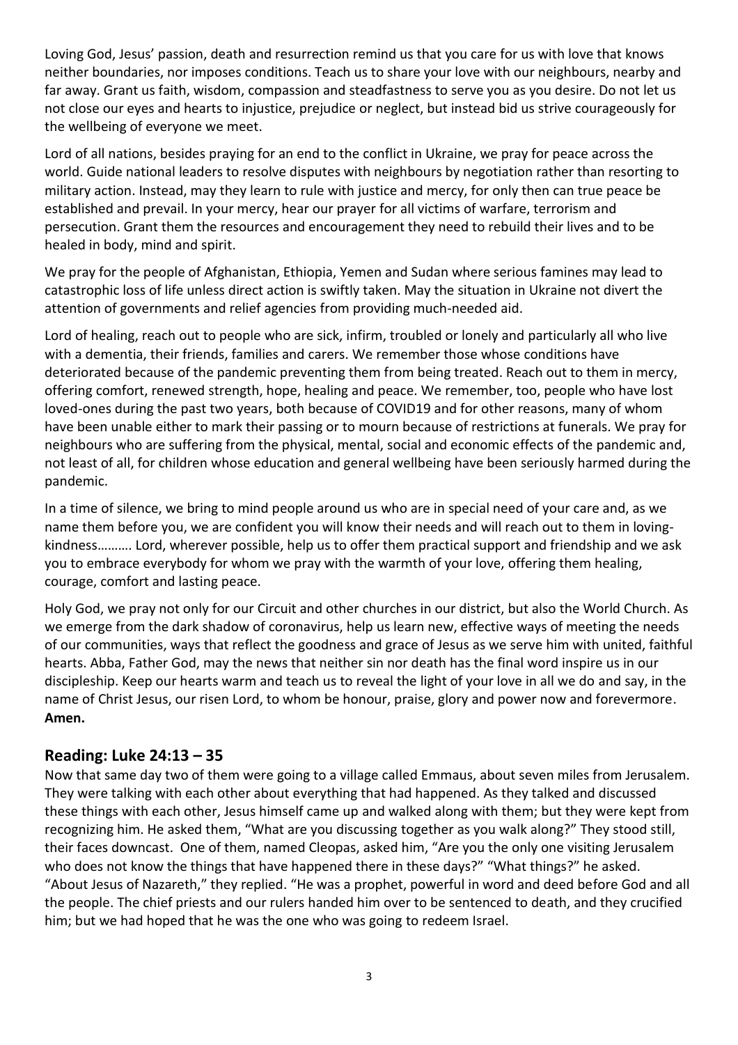Loving God, Jesus' passion, death and resurrection remind us that you care for us with love that knows neither boundaries, nor imposes conditions. Teach us to share your love with our neighbours, nearby and far away. Grant us faith, wisdom, compassion and steadfastness to serve you as you desire. Do not let us not close our eyes and hearts to injustice, prejudice or neglect, but instead bid us strive courageously for the wellbeing of everyone we meet.

Lord of all nations, besides praying for an end to the conflict in Ukraine, we pray for peace across the world. Guide national leaders to resolve disputes with neighbours by negotiation rather than resorting to military action. Instead, may they learn to rule with justice and mercy, for only then can true peace be established and prevail. In your mercy, hear our prayer for all victims of warfare, terrorism and persecution. Grant them the resources and encouragement they need to rebuild their lives and to be healed in body, mind and spirit.

We pray for the people of Afghanistan, Ethiopia, Yemen and Sudan where serious famines may lead to catastrophic loss of life unless direct action is swiftly taken. May the situation in Ukraine not divert the attention of governments and relief agencies from providing much-needed aid.

Lord of healing, reach out to people who are sick, infirm, troubled or lonely and particularly all who live with a dementia, their friends, families and carers. We remember those whose conditions have deteriorated because of the pandemic preventing them from being treated. Reach out to them in mercy, offering comfort, renewed strength, hope, healing and peace. We remember, too, people who have lost loved-ones during the past two years, both because of COVID19 and for other reasons, many of whom have been unable either to mark their passing or to mourn because of restrictions at funerals. We pray for neighbours who are suffering from the physical, mental, social and economic effects of the pandemic and, not least of all, for children whose education and general wellbeing have been seriously harmed during the pandemic.

In a time of silence, we bring to mind people around us who are in special need of your care and, as we name them before you, we are confident you will know their needs and will reach out to them in loving-kindness………. Lord, wherever possible, help us to offer them practical support and friendship and we ask you to embrace everybody for whom we pray with the warmth of your love, offering them healing, courage, comfort and lasting peace.

Holy God, we pray not only for our Circuit and other churches in our district, but also the World Church. As we emerge from the dark shadow of coronavirus, help us learn new, effective ways of meeting the needs of our communities, ways that reflect the goodness and grace of Jesus as we serve him with united, faithful hearts. Abba, Father God, may the news that neither sin nor death has the final word inspire us in our discipleship. Keep our hearts warm and teach us to reveal the light of your love in all we do and say, in the name of Christ Jesus, our risen Lord, to whom be honour, praise, glory and power now and forevermore. **Amen.**

## Reading: Luke 24:13 – 35

Now that same day two of them were going to a village called Emmaus, about seven miles from Jerusalem. They were talking with each other about everything that had happened. As they talked and discussed these things with each other, Jesus himself came up and walked along with them; but they were kept from recognizing him. He asked them, "What are you discussing together as you walk along?" They stood still, their faces downcast. One of them, named Cleopas, asked him, "Are you the only one visiting Jerusalem who does not know the things that have happened there in these days?" "What things?" he asked. "About Jesus of Nazareth," they replied. "He was a prophet, powerful in word and deed before God and all the people. The chief priests and our rulers handed him over to be sentenced to death, and they crucified him; but we had hoped that he was the one who was going to redeem Israel.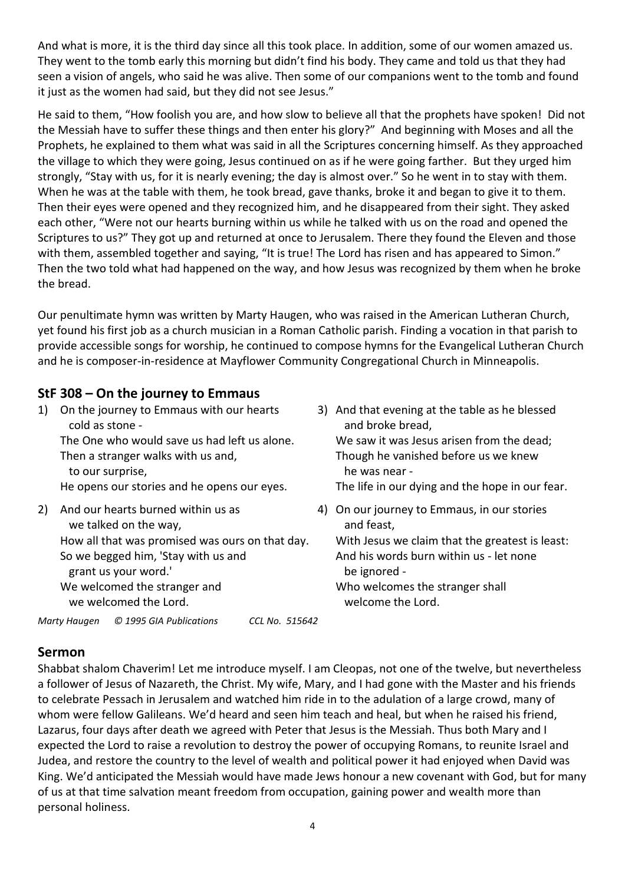And what is more, it is the third day since all this took place. In addition, some of our women amazed us. They went to the tomb early this morning but didn't find his body. They came and told us that they had seen a vision of angels, who said he was alive. Then some of our companions went to the tomb and found it just as the women had said, but they did not see Jesus."

He said to them, "How foolish you are, and how slow to believe all that the prophets have spoken! Did not the Messiah have to suffer these things and then enter his glory?" And beginning with Moses and all the Prophets, he explained to them what was said in all the Scriptures concerning himself. As they approached the village to which they were going, Jesus continued on as if he were going farther. But they urged him strongly, "Stay with us, for it is nearly evening; the day is almost over." So he went in to stay with them. When he was at the table with them, he took bread, gave thanks, broke it and began to give it to them. Then their eyes were opened and they recognized him, and he disappeared from their sight. They asked each other, "Were not our hearts burning within us while he talked with us on the road and opened the Scriptures to us?" They got up and returned at once to Jerusalem. There they found the Eleven and those with them, assembled together and saying, "It is true! The Lord has risen and has appeared to Simon." Then the two told what had happened on the way, and how Jesus was recognized by them when he broke the bread.

Our penultimate hymn was written by Marty Haugen, who was raised in the American Lutheran Church, yet found his first job as a church musician in a Roman Catholic parish. Finding a vocation in that parish to provide accessible songs for worship, he continued to compose hymns for the Evangelical Lutheran Church and he is composer-in-residence at Mayflower Community Congregational Church in Minneapolis.

## StF 308 – On the journey to Emmaus

1) On the journey to Emmaus with our hearts cold as stone -
The One who would save us had left us alone.
Then a stranger walks with us and, to our surprise,
He opens our stories and he opens our eyes.

2) And our hearts burned within us as we talked on the way,
How all that was promised was ours on that day.
So we begged him, 'Stay with us and grant us your word.'
We welcomed the stranger and we welcomed the Lord.

3) And that evening at the table as he blessed and broke bread,
We saw it was Jesus arisen from the dead;
Though he vanished before us we knew he was near -
The life in our dying and the hope in our fear.

4) On our journey to Emmaus, in our stories and feast,
With Jesus we claim that the greatest is least:
And his words burn within us - let none be ignored -
Who welcomes the stranger shall welcome the Lord.

*Marty Haugen © 1995 GIA Publications CCL No. 515642*

## Sermon

Shabbat shalom Chaverim! Let me introduce myself. I am Cleopas, not one of the twelve, but nevertheless a follower of Jesus of Nazareth, the Christ. My wife, Mary, and I had gone with the Master and his friends to celebrate Pessach in Jerusalem and watched him ride in to the adulation of a large crowd, many of whom were fellow Galileans. We'd heard and seen him teach and heal, but when he raised his friend, Lazarus, four days after death we agreed with Peter that Jesus is the Messiah. Thus both Mary and I expected the Lord to raise a revolution to destroy the power of occupying Romans, to reunite Israel and Judea, and restore the country to the level of wealth and political power it had enjoyed when David was King. We'd anticipated the Messiah would have made Jews honour a new covenant with God, but for many of us at that time salvation meant freedom from occupation, gaining power and wealth more than personal holiness.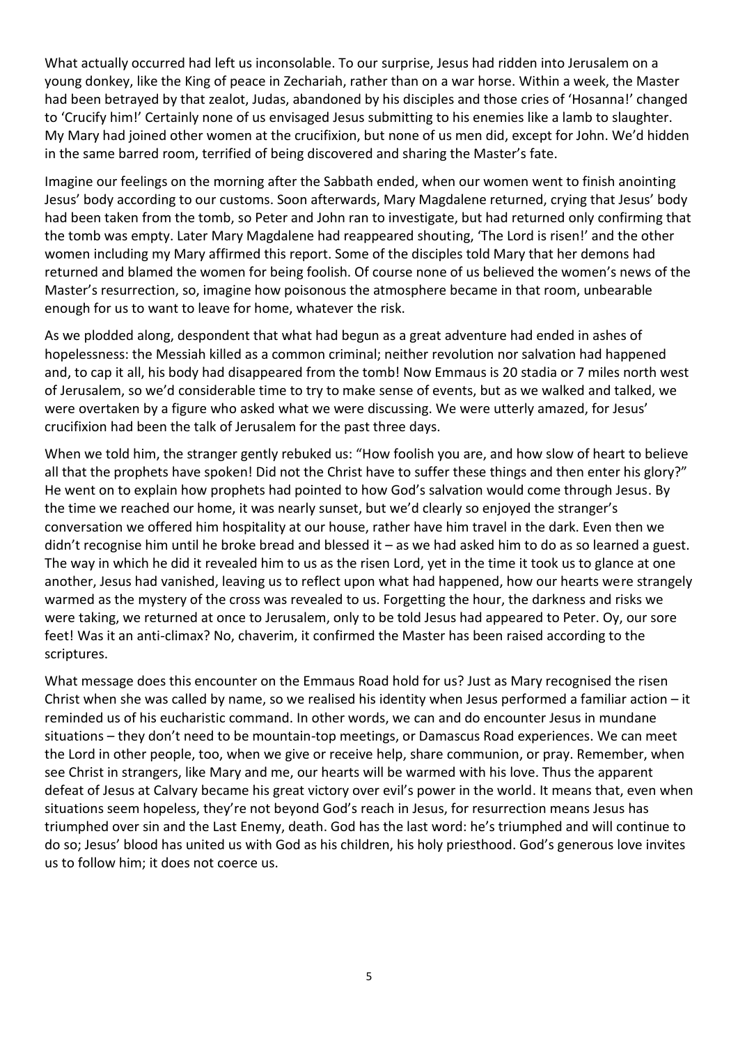What actually occurred had left us inconsolable. To our surprise, Jesus had ridden into Jerusalem on a young donkey, like the King of peace in Zechariah, rather than on a war horse. Within a week, the Master had been betrayed by that zealot, Judas, abandoned by his disciples and those cries of 'Hosanna!' changed to 'Crucify him!' Certainly none of us envisaged Jesus submitting to his enemies like a lamb to slaughter. My Mary had joined other women at the crucifixion, but none of us men did, except for John. We'd hidden in the same barred room, terrified of being discovered and sharing the Master's fate.

Imagine our feelings on the morning after the Sabbath ended, when our women went to finish anointing Jesus' body according to our customs. Soon afterwards, Mary Magdalene returned, crying that Jesus' body had been taken from the tomb, so Peter and John ran to investigate, but had returned only confirming that the tomb was empty. Later Mary Magdalene had reappeared shouting, 'The Lord is risen!' and the other women including my Mary affirmed this report. Some of the disciples told Mary that her demons had returned and blamed the women for being foolish. Of course none of us believed the women's news of the Master's resurrection, so, imagine how poisonous the atmosphere became in that room, unbearable enough for us to want to leave for home, whatever the risk.

As we plodded along, despondent that what had begun as a great adventure had ended in ashes of hopelessness: the Messiah killed as a common criminal; neither revolution nor salvation had happened and, to cap it all, his body had disappeared from the tomb! Now Emmaus is 20 stadia or 7 miles north west of Jerusalem, so we'd considerable time to try to make sense of events, but as we walked and talked, we were overtaken by a figure who asked what we were discussing. We were utterly amazed, for Jesus' crucifixion had been the talk of Jerusalem for the past three days.

When we told him, the stranger gently rebuked us: "How foolish you are, and how slow of heart to believe all that the prophets have spoken! Did not the Christ have to suffer these things and then enter his glory?" He went on to explain how prophets had pointed to how God's salvation would come through Jesus. By the time we reached our home, it was nearly sunset, but we'd clearly so enjoyed the stranger's conversation we offered him hospitality at our house, rather have him travel in the dark. Even then we didn't recognise him until he broke bread and blessed it – as we had asked him to do as so learned a guest. The way in which he did it revealed him to us as the risen Lord, yet in the time it took us to glance at one another, Jesus had vanished, leaving us to reflect upon what had happened, how our hearts were strangely warmed as the mystery of the cross was revealed to us. Forgetting the hour, the darkness and risks we were taking, we returned at once to Jerusalem, only to be told Jesus had appeared to Peter. Oy, our sore feet! Was it an anti-climax? No, chaverim, it confirmed the Master has been raised according to the scriptures.

What message does this encounter on the Emmaus Road hold for us? Just as Mary recognised the risen Christ when she was called by name, so we realised his identity when Jesus performed a familiar action – it reminded us of his eucharistic command. In other words, we can and do encounter Jesus in mundane situations – they don't need to be mountain-top meetings, or Damascus Road experiences. We can meet the Lord in other people, too, when we give or receive help, share communion, or pray. Remember, when see Christ in strangers, like Mary and me, our hearts will be warmed with his love. Thus the apparent defeat of Jesus at Calvary became his great victory over evil's power in the world. It means that, even when situations seem hopeless, they're not beyond God's reach in Jesus, for resurrection means Jesus has triumphed over sin and the Last Enemy, death. God has the last word: he's triumphed and will continue to do so; Jesus' blood has united us with God as his children, his holy priesthood. God's generous love invites us to follow him; it does not coerce us.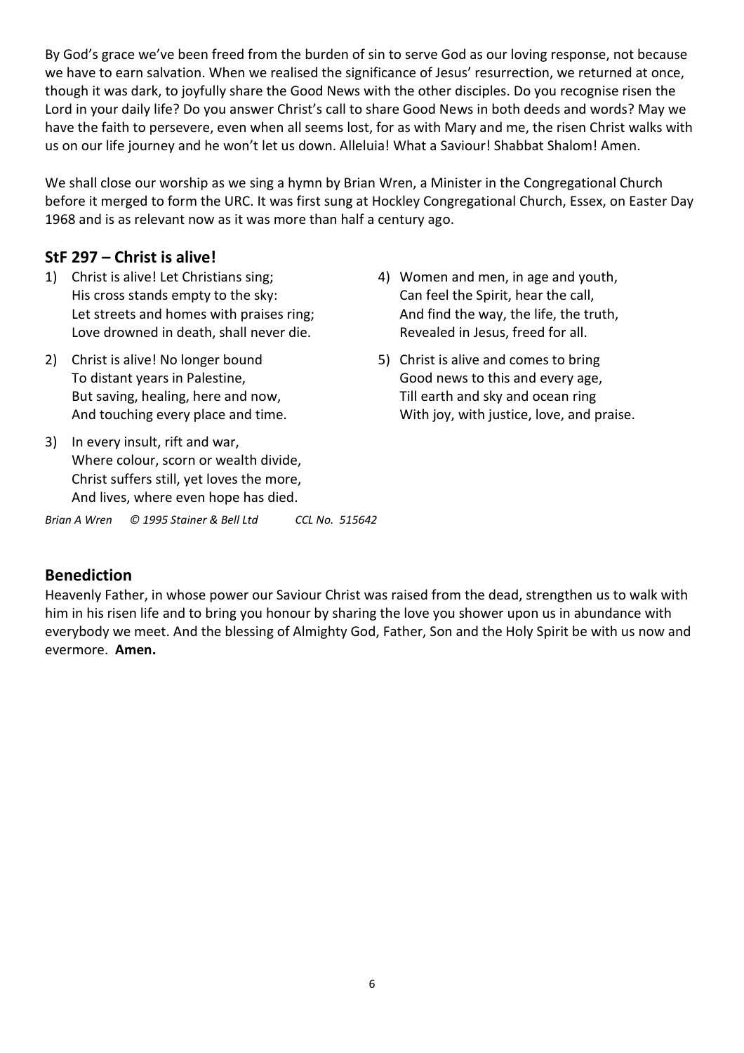By God's grace we've been freed from the burden of sin to serve God as our loving response, not because we have to earn salvation. When we realised the significance of Jesus' resurrection, we returned at once, though it was dark, to joyfully share the Good News with the other disciples. Do you recognise risen the Lord in your daily life? Do you answer Christ's call to share Good News in both deeds and words? May we have the faith to persevere, even when all seems lost, for as with Mary and me, the risen Christ walks with us on our life journey and he won't let us down. Alleluia! What a Saviour! Shabbat Shalom! Amen.

We shall close our worship as we sing a hymn by Brian Wren, a Minister in the Congregational Church before it merged to form the URC. It was first sung at Hockley Congregational Church, Essex, on Easter Day 1968 and is as relevant now as it was more than half a century ago.

## StF 297 – Christ is alive!

1) Christ is alive! Let Christians sing;
   His cross stands empty to the sky:
   Let streets and homes with praises ring;
   Love drowned in death, shall never die.

2) Christ is alive! No longer bound
   To distant years in Palestine,
   But saving, healing, here and now,
   And touching every place and time.

3) In every insult, rift and war,
   Where colour, scorn or wealth divide,
   Christ suffers still, yet loves the more,
   And lives, where even hope has died.

4) Women and men, in age and youth,
   Can feel the Spirit, hear the call,
   And find the way, the life, the truth,
   Revealed in Jesus, freed for all.

5) Christ is alive and comes to bring
   Good news to this and every age,
   Till earth and sky and ocean ring
   With joy, with justice, love, and praise.

*Brian A Wren © 1995 Stainer & Bell Ltd CCL No. 515642*

## Benediction

Heavenly Father, in whose power our Saviour Christ was raised from the dead, strengthen us to walk with him in his risen life and to bring you honour by sharing the love you shower upon us in abundance with everybody we meet. And the blessing of Almighty God, Father, Son and the Holy Spirit be with us now and evermore. **Amen.**